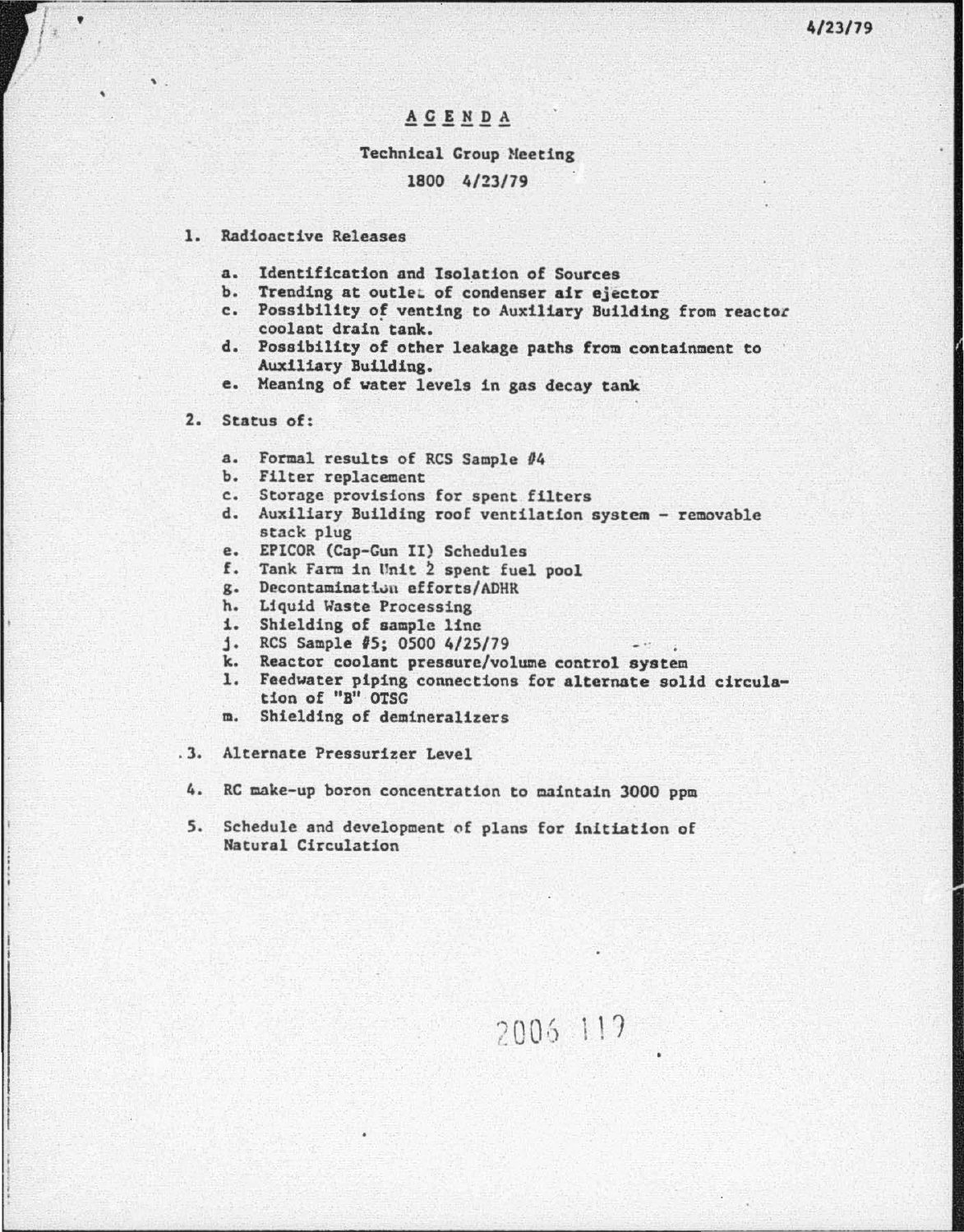4/23/79

# A G E N D A

## Technical Group Meeting

## 1800 4/23/79

1. Radioactive Releases

   a. Identification and Isolation of Sources
   b. Trending at outlet of condenser air ejector
   c. Possibility of venting to Auxiliary Building from reactor coolant drain tank.
   d. Possibility of other leakage paths from containment to Auxiliary Building.
   e. Meaning of water levels in gas decay tank

2. Status of:

   a. Formal results of RCS Sample #4
   b. Filter replacement
   c. Storage provisions for spent filters
   d. Auxiliary Building roof ventilation system - removable stack plug
   e. EPICOR (Cap-Gun II) Schedules
   f. Tank Farm in Unit 2 spent fuel pool
   g. Decontamination efforts/ADHR
   h. Liquid Waste Processing
   i. Shielding of sample line
   j. RCS Sample #5; 0500 4/25/79
   k. Reactor coolant pressure/volume control system
   l. Feedwater piping connections for alternate solid circulation of "B" OTSG
   m. Shielding of demineralizers

3. Alternate Pressurizer Level

4. RC make-up boron concentration to maintain 3000 ppm

5. Schedule and development of plans for initiation of Natural Circulation

2006 119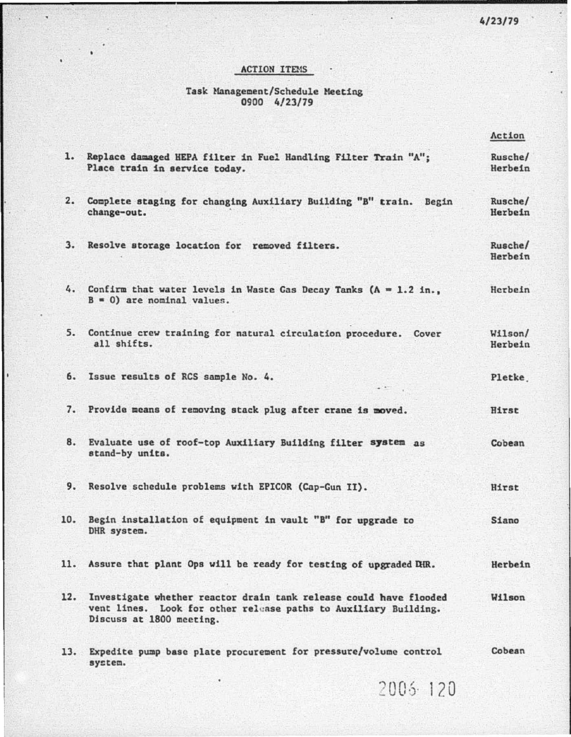4/23/79

## ACTION ITEMS

Task Management/Schedule Meeting
0900 4/23/79

| | | Action |
|---|---|---|
| 1. | Replace damaged HEPA filter in Fuel Handling Filter Train "A"; Place train in service today. | Rusche/ Herbein |
| 2. | Complete staging for changing Auxiliary Building "B" train. Begin change-out. | Rusche/ Herbein |
| 3. | Resolve storage location for removed filters. | Rusche/ Herbein |
| 4. | Confirm that water levels in Waste Gas Decay Tanks (A = 1.2 in., B = 0) are nominal values. | Herbein |
| 5. | Continue crew training for natural circulation procedure. Cover all shifts. | Wilson/ Herbein |
| 6. | Issue results of RCS sample No. 4. | Pletke. |
| 7. | Provide means of removing stack plug after crane is moved. | Hirst |
| 8. | Evaluate use of roof-top Auxiliary Building filter system as stand-by units. | Cobean |
| 9. | Resolve schedule problems with EPICOR (Cap-Gun II). | Hirst |
| 10. | Begin installation of equipment in vault "B" for upgrade to DHR system. | Siano |
| 11. | Assure that plant Ops will be ready for testing of upgraded DHR. | Herbein |
| 12. | Investigate whether reactor drain tank release could have flooded vent lines. Look for other release paths to Auxiliary Building. Discuss at 1800 meeting. | Wilson |
| 13. | Expedite pump base plate procurement for pressure/volume control system. | Cobean |

2006 120